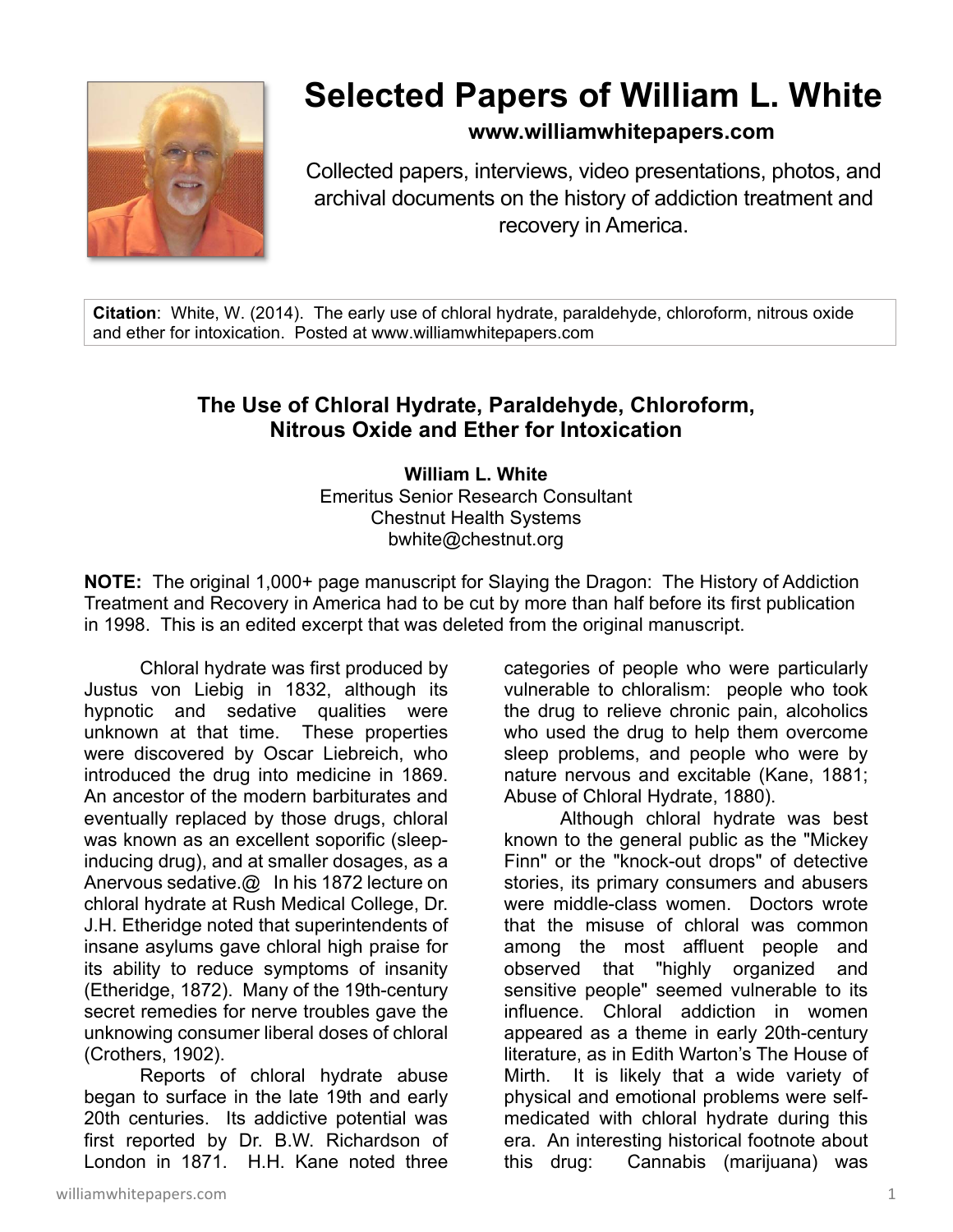# Selected Papers of William L. White

**www.williamwhitepapers.com**

Collected papers, interviews, video presentations, photos, and archival documents on the history of addiction treatment and recovery in America.

**Citation**: White, W. (2014). The early use of chloral hydrate, paraldehyde, chloroform, nitrous oxide and ether for intoxication. Posted at www.williamwhitepapers.com

## The Use of Chloral Hydrate, Paraldehyde, Chloroform, Nitrous Oxide and Ether for Intoxication

**William L. White**
Emeritus Senior Research Consultant
Chestnut Health Systems
bwhite@chestnut.org

**NOTE:** The original 1,000+ page manuscript for Slaying the Dragon: The History of Addiction Treatment and Recovery in America had to be cut by more than half before its first publication in 1998. This is an edited excerpt that was deleted from the original manuscript.

Chloral hydrate was first produced by Justus von Liebig in 1832, although its hypnotic and sedative qualities were unknown at that time. These properties were discovered by Oscar Liebreich, who introduced the drug into medicine in 1869. An ancestor of the modern barbiturates and eventually replaced by those drugs, chloral was known as an excellent soporific (sleep-inducing drug), and at smaller dosages, as a Anervous sedative.@ In his 1872 lecture on chloral hydrate at Rush Medical College, Dr. J.H. Etheridge noted that superintendents of insane asylums gave chloral high praise for its ability to reduce symptoms of insanity (Etheridge, 1872). Many of the 19th-century secret remedies for nerve troubles gave the unknowing consumer liberal doses of chloral (Crothers, 1902).

Reports of chloral hydrate abuse began to surface in the late 19th and early 20th centuries. Its addictive potential was first reported by Dr. B.W. Richardson of London in 1871. H.H. Kane noted three categories of people who were particularly vulnerable to chloralism: people who took the drug to relieve chronic pain, alcoholics who used the drug to help them overcome sleep problems, and people who were by nature nervous and excitable (Kane, 1881; Abuse of Chloral Hydrate, 1880).

Although chloral hydrate was best known to the general public as the "Mickey Finn" or the "knock-out drops" of detective stories, its primary consumers and abusers were middle-class women. Doctors wrote that the misuse of chloral was common among the most affluent people and observed that "highly organized and sensitive people" seemed vulnerable to its influence. Chloral addiction in women appeared as a theme in early 20th-century literature, as in Edith Warton's The House of Mirth. It is likely that a wide variety of physical and emotional problems were self-medicated with chloral hydrate during this era. An interesting historical footnote about this drug: Cannabis (marijuana) was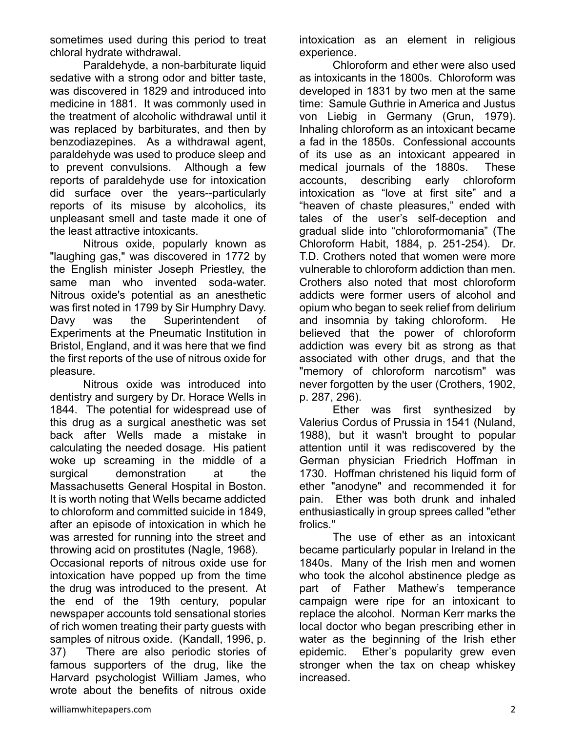sometimes used during this period to treat chloral hydrate withdrawal.

Paraldehyde, a non-barbiturate liquid sedative with a strong odor and bitter taste, was discovered in 1829 and introduced into medicine in 1881. It was commonly used in the treatment of alcoholic withdrawal until it was replaced by barbiturates, and then by benzodiazepines. As a withdrawal agent, paraldehyde was used to produce sleep and to prevent convulsions. Although a few reports of paraldehyde use for intoxication did surface over the years--particularly reports of its misuse by alcoholics, its unpleasant smell and taste made it one of the least attractive intoxicants.

Nitrous oxide, popularly known as "laughing gas," was discovered in 1772 by the English minister Joseph Priestley, the same man who invented soda-water. Nitrous oxide's potential as an anesthetic was first noted in 1799 by Sir Humphry Davy. Davy was the Superintendent of Experiments at the Pneumatic Institution in Bristol, England, and it was here that we find the first reports of the use of nitrous oxide for pleasure.

Nitrous oxide was introduced into dentistry and surgery by Dr. Horace Wells in 1844. The potential for widespread use of this drug as a surgical anesthetic was set back after Wells made a mistake in calculating the needed dosage. His patient woke up screaming in the middle of a surgical demonstration at the Massachusetts General Hospital in Boston. It is worth noting that Wells became addicted to chloroform and committed suicide in 1849, after an episode of intoxication in which he was arrested for running into the street and throwing acid on prostitutes (Nagle, 1968). Occasional reports of nitrous oxide use for intoxication have popped up from the time the drug was introduced to the present. At the end of the 19th century, popular newspaper accounts told sensational stories of rich women treating their party guests with samples of nitrous oxide. (Kandall, 1996, p. 37) There are also periodic stories of famous supporters of the drug, like the Harvard psychologist William James, who wrote about the benefits of nitrous oxide intoxication as an element in religious experience.

Chloroform and ether were also used as intoxicants in the 1800s. Chloroform was developed in 1831 by two men at the same time: Samule Guthrie in America and Justus von Liebig in Germany (Grun, 1979). Inhaling chloroform as an intoxicant became a fad in the 1850s. Confessional accounts of its use as an intoxicant appeared in medical journals of the 1880s. These accounts, describing early chloroform intoxication as "love at first site" and a "heaven of chaste pleasures," ended with tales of the user's self-deception and gradual slide into "chloroformomania" (The Chloroform Habit, 1884, p. 251-254). Dr. T.D. Crothers noted that women were more vulnerable to chloroform addiction than men. Crothers also noted that most chloroform addicts were former users of alcohol and opium who began to seek relief from delirium and insomnia by taking chloroform. He believed that the power of chloroform addiction was every bit as strong as that associated with other drugs, and that the "memory of chloroform narcotism" was never forgotten by the user (Crothers, 1902, p. 287, 296).

Ether was first synthesized by Valerius Cordus of Prussia in 1541 (Nuland, 1988), but it wasn't brought to popular attention until it was rediscovered by the German physician Friedrich Hoffman in 1730. Hoffman christened his liquid form of ether "anodyne" and recommended it for pain. Ether was both drunk and inhaled enthusiastically in group sprees called "ether frolics."

The use of ether as an intoxicant became particularly popular in Ireland in the 1840s. Many of the Irish men and women who took the alcohol abstinence pledge as part of Father Mathew's temperance campaign were ripe for an intoxicant to replace the alcohol. Norman Kerr marks the local doctor who began prescribing ether in water as the beginning of the Irish ether epidemic. Ether's popularity grew even stronger when the tax on cheap whiskey increased.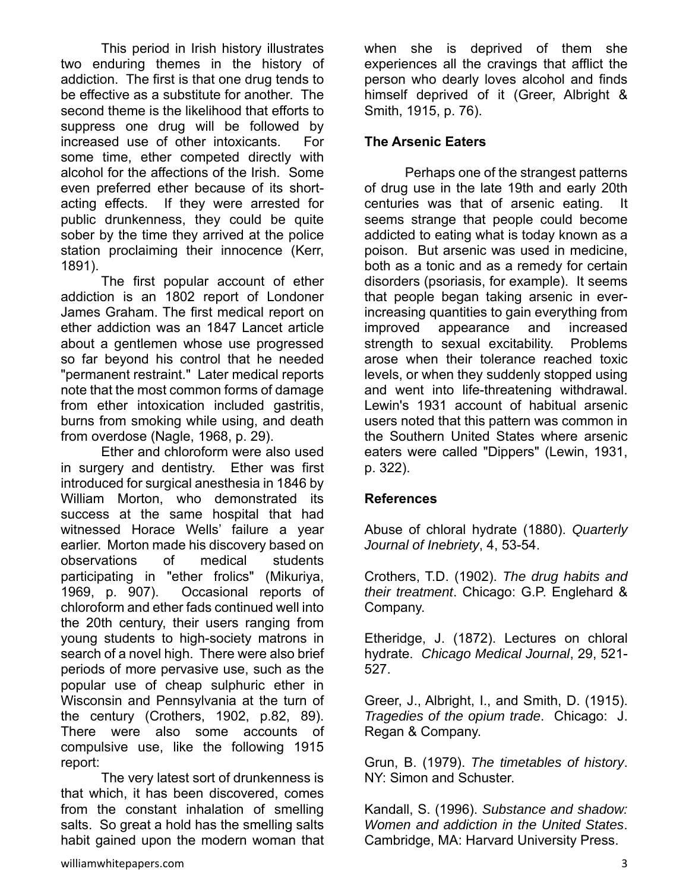This period in Irish history illustrates two enduring themes in the history of addiction. The first is that one drug tends to be effective as a substitute for another. The second theme is the likelihood that efforts to suppress one drug will be followed by increased use of other intoxicants. For some time, ether competed directly with alcohol for the affections of the Irish. Some even preferred ether because of its short-acting effects. If they were arrested for public drunkenness, they could be quite sober by the time they arrived at the police station proclaiming their innocence (Kerr, 1891).

The first popular account of ether addiction is an 1802 report of Londoner James Graham. The first medical report on ether addiction was an 1847 Lancet article about a gentlemen whose use progressed so far beyond his control that he needed "permanent restraint." Later medical reports note that the most common forms of damage from ether intoxication included gastritis, burns from smoking while using, and death from overdose (Nagle, 1968, p. 29).

Ether and chloroform were also used in surgery and dentistry. Ether was first introduced for surgical anesthesia in 1846 by William Morton, who demonstrated its success at the same hospital that had witnessed Horace Wells' failure a year earlier. Morton made his discovery based on observations of medical students participating in "ether frolics" (Mikuriya, 1969, p. 907). Occasional reports of chloroform and ether fads continued well into the 20th century, their users ranging from young students to high-society matrons in search of a novel high. There were also brief periods of more pervasive use, such as the popular use of cheap sulphuric ether in Wisconsin and Pennsylvania at the turn of the century (Crothers, 1902, p.82, 89). There were also some accounts of compulsive use, like the following 1915 report:

The very latest sort of drunkenness is that which, it has been discovered, comes from the constant inhalation of smelling salts. So great a hold has the smelling salts habit gained upon the modern woman that when she is deprived of them she experiences all the cravings that afflict the person who dearly loves alcohol and finds himself deprived of it (Greer, Albright & Smith, 1915, p. 76).

**The Arsenic Eaters**

Perhaps one of the strangest patterns of drug use in the late 19th and early 20th centuries was that of arsenic eating. It seems strange that people could become addicted to eating what is today known as a poison. But arsenic was used in medicine, both as a tonic and as a remedy for certain disorders (psoriasis, for example). It seems that people began taking arsenic in ever-increasing quantities to gain everything from improved appearance and increased strength to sexual excitability. Problems arose when their tolerance reached toxic levels, or when they suddenly stopped using and went into life-threatening withdrawal. Lewin's 1931 account of habitual arsenic users noted that this pattern was common in the Southern United States where arsenic eaters were called "Dippers" (Lewin, 1931, p. 322).

**References**

Abuse of chloral hydrate (1880). *Quarterly Journal of Inebriety*, 4, 53-54.

Crothers, T.D. (1902). *The drug habits and their treatment*. Chicago: G.P. Englehard & Company.

Etheridge, J. (1872). Lectures on chloral hydrate. *Chicago Medical Journal*, 29, 521-527.

Greer, J., Albright, I., and Smith, D. (1915). *Tragedies of the opium trade*. Chicago: J. Regan & Company.

Grun, B. (1979). *The timetables of history*. NY: Simon and Schuster.

Kandall, S. (1996). *Substance and shadow: Women and addiction in the United States*. Cambridge, MA: Harvard University Press.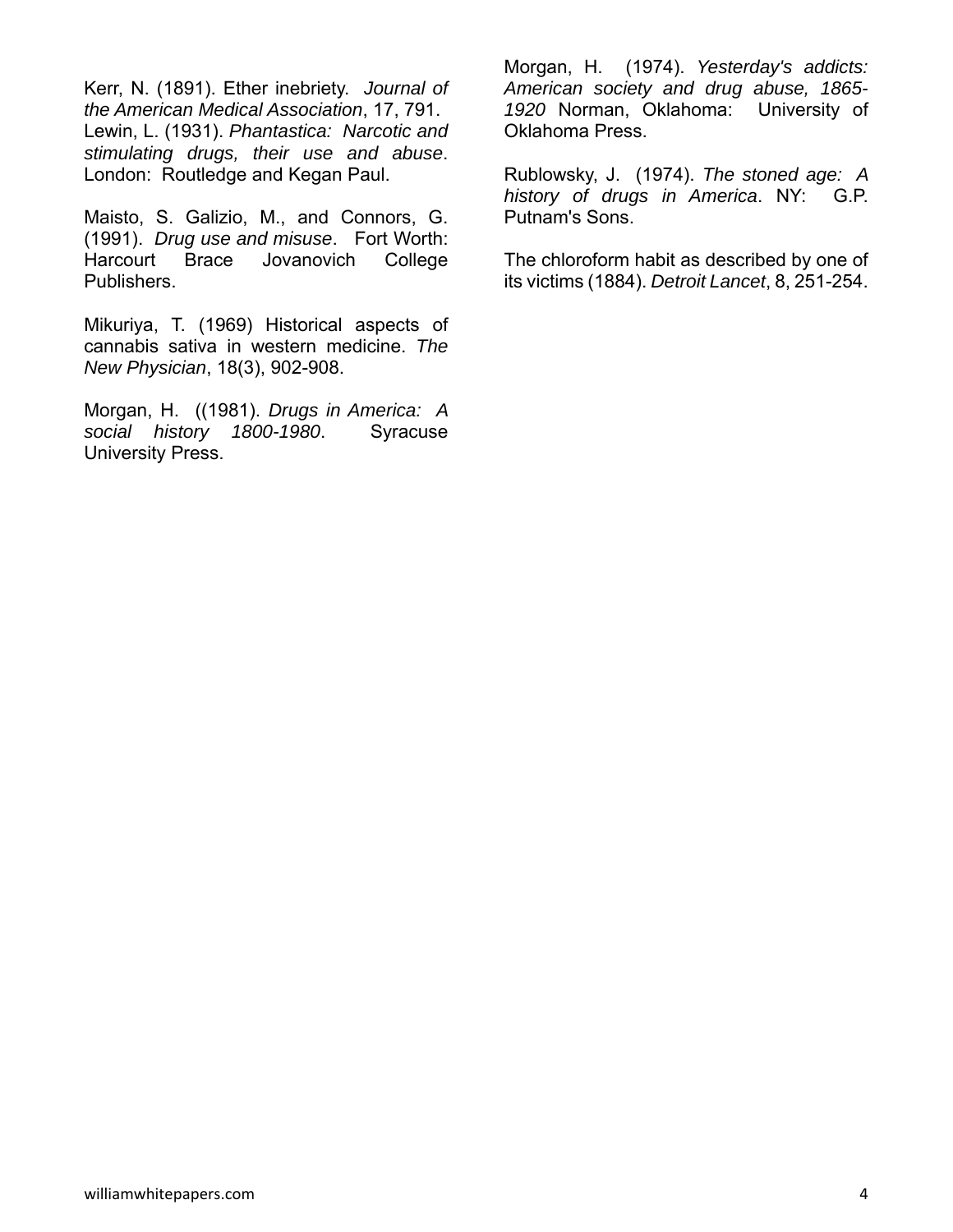Kerr, N. (1891). Ether inebriety. *Journal of the American Medical Association*, 17, 791.
Lewin, L. (1931). *Phantastica: Narcotic and stimulating drugs, their use and abuse*. London: Routledge and Kegan Paul.

Maisto, S. Galizio, M., and Connors, G. (1991). *Drug use and misuse*. Fort Worth: Harcourt Brace Jovanovich College Publishers.

Mikuriya, T. (1969) Historical aspects of cannabis sativa in western medicine. *The New Physician*, 18(3), 902-908.

Morgan, H. ((1981). *Drugs in America: A social history 1800-1980*. Syracuse University Press.

Morgan, H. (1974). *Yesterday's addicts: American society and drug abuse, 1865-1920* Norman, Oklahoma: University of Oklahoma Press.

Rublowsky, J. (1974). *The stoned age: A history of drugs in America*. NY: G.P. Putnam's Sons.

The chloroform habit as described by one of its victims (1884). *Detroit Lancet*, 8, 251-254.